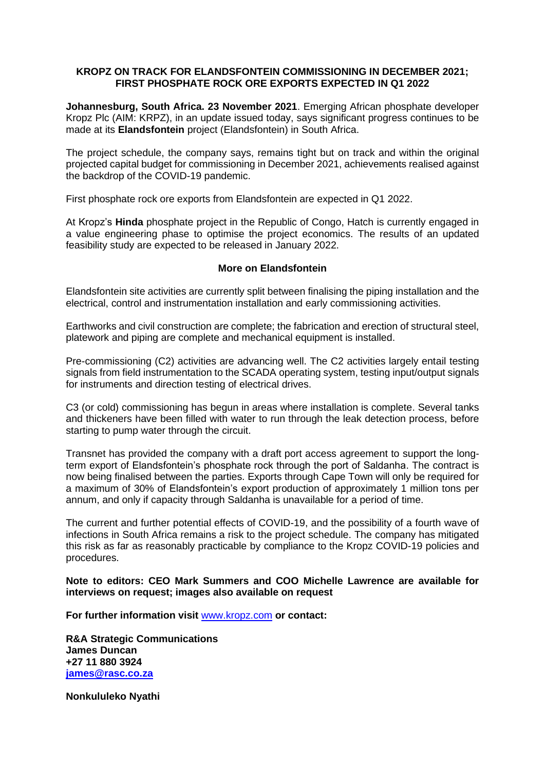# KROPZ ON TRACK FOR ELANDSFONTEIN COMMISSIONING IN DECEMBER 2021; FIRST PHOSPHATE ROCK ORE EXPORTS EXPECTED IN Q1 2022

**Johannesburg, South Africa. 23 November 2021**. Emerging African phosphate developer Kropz Plc (AIM: KRPZ), in an update issued today, says significant progress continues to be made at its **Elandsfontein** project (Elandsfontein) in South Africa.

The project schedule, the company says, remains tight but on track and within the original projected capital budget for commissioning in December 2021, achievements realised against the backdrop of the COVID-19 pandemic.

First phosphate rock ore exports from Elandsfontein are expected in Q1 2022.

At Kropz's **Hinda** phosphate project in the Republic of Congo, Hatch is currently engaged in a value engineering phase to optimise the project economics. The results of an updated feasibility study are expected to be released in January 2022.

## More on Elandsfontein

Elandsfontein site activities are currently split between finalising the piping installation and the electrical, control and instrumentation installation and early commissioning activities.

Earthworks and civil construction are complete; the fabrication and erection of structural steel, platework and piping are complete and mechanical equipment is installed.

Pre-commissioning (C2) activities are advancing well. The C2 activities largely entail testing signals from field instrumentation to the SCADA operating system, testing input/output signals for instruments and direction testing of electrical drives.

C3 (or cold) commissioning has begun in areas where installation is complete. Several tanks and thickeners have been filled with water to run through the leak detection process, before starting to pump water through the circuit.

Transnet has provided the company with a draft port access agreement to support the long-term export of Elandsfontein's phosphate rock through the port of Saldanha. The contract is now being finalised between the parties. Exports through Cape Town will only be required for a maximum of 30% of Elandsfontein's export production of approximately 1 million tons per annum, and only if capacity through Saldanha is unavailable for a period of time.

The current and further potential effects of COVID-19, and the possibility of a fourth wave of infections in South Africa remains a risk to the project schedule. The company has mitigated this risk as far as reasonably practicable by compliance to the Kropz COVID-19 policies and procedures.

**Note to editors: CEO Mark Summers and COO Michelle Lawrence are available for interviews on request; images also available on request**

**For further information visit** www.kropz.com **or contact:**

**R&A Strategic Communications**
**James Duncan**
**+27 11 880 3924**
**james@rasc.co.za**

**Nonkululeko Nyathi**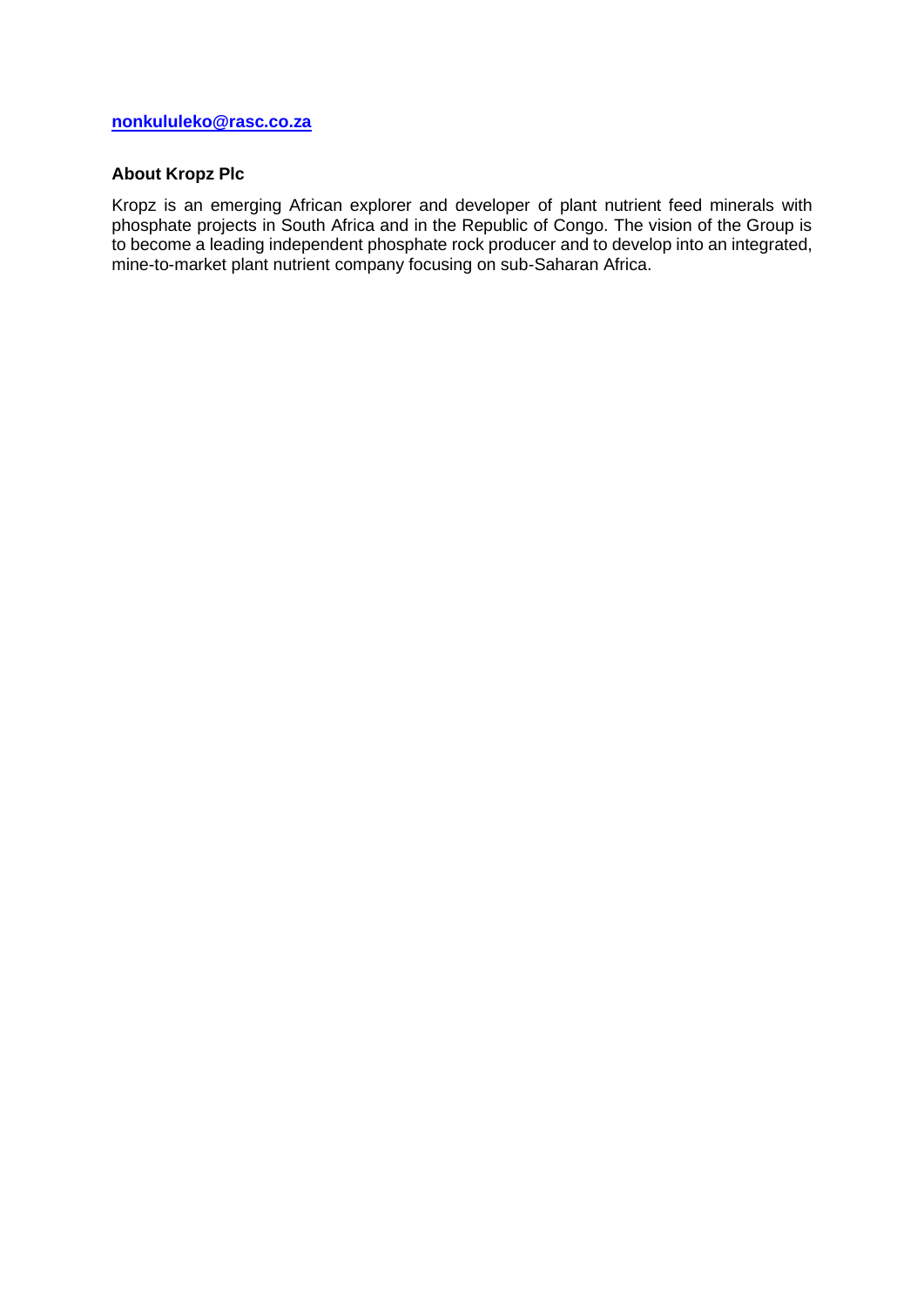**nonkululeko@rasc.co.za**

**About Kropz Plc**

Kropz is an emerging African explorer and developer of plant nutrient feed minerals with phosphate projects in South Africa and in the Republic of Congo. The vision of the Group is to become a leading independent phosphate rock producer and to develop into an integrated, mine-to-market plant nutrient company focusing on sub-Saharan Africa.